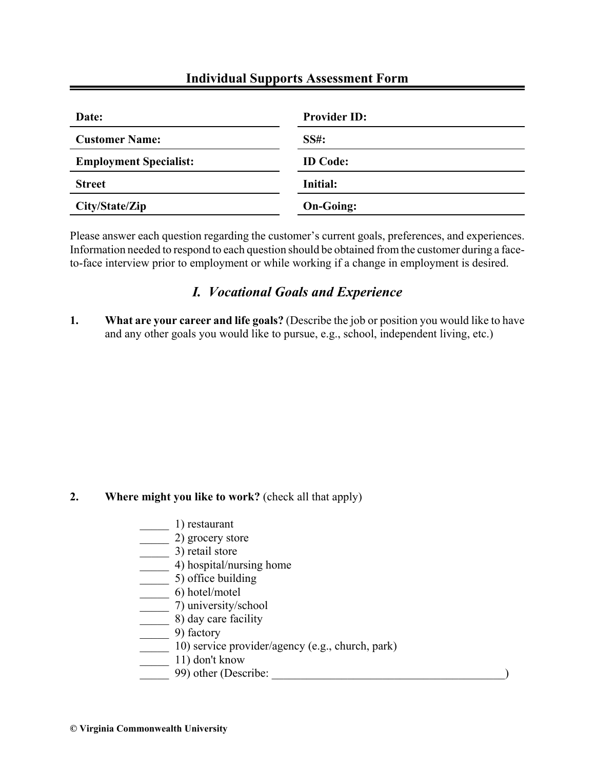# Individual Supports Assessment Form

| | |
|---|---|
| **Date:** | **Provider ID:** |
| **Customer Name:** | **SS#:** |
| **Employment Specialist:** | **ID Code:** |
| **Street** | **Initial:** |
| **City/State/Zip** | **On-Going:** |

Please answer each question regarding the customer's current goals, preferences, and experiences. Information needed to respond to each question should be obtained from the customer during a face-to-face interview prior to employment or while working if a change in employment is desired.

## *I. Vocational Goals and Experience*

**1. What are your career and life goals?** (Describe the job or position you would like to have and any other goals you would like to pursue, e.g., school, independent living, etc.)

**2. Where might you like to work?** (check all that apply)

_____ 1) restaurant
_____ 2) grocery store
_____ 3) retail store
_____ 4) hospital/nursing home
_____ 5) office building
_____ 6) hotel/motel
_____ 7) university/school
_____ 8) day care facility
_____ 9) factory
_____ 10) service provider/agency (e.g., church, park)
_____ 11) don't know
_____ 99) other (Describe: ________________________________________)

© Virginia Commonwealth University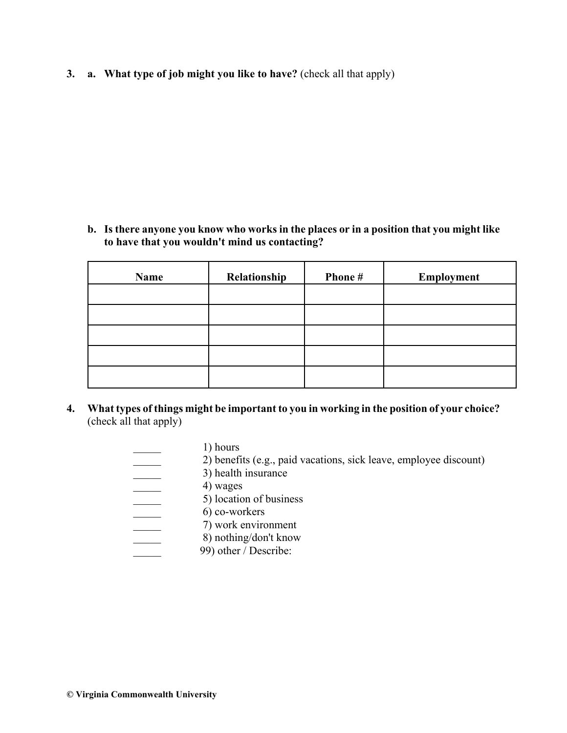3. a. **What type of job might you like to have?** (check all that apply)

b. **Is there anyone you know who works in the places or in a position that you might like to have that you wouldn't mind us contacting?**

| Name | Relationship | Phone # | Employment |
|---|---|---|---|
| | | | |
| | | | |
| | | | |
| | | | |
| | | | |

4. **What types of things might be important to you in working in the position of your choice?** (check all that apply)

_____ 1) hours
_____ 2) benefits (e.g., paid vacations, sick leave, employee discount)
_____ 3) health insurance
_____ 4) wages
_____ 5) location of business
_____ 6) co-workers
_____ 7) work environment
_____ 8) nothing/don't know
_____ 99) other / Describe:

**© Virginia Commonwealth University**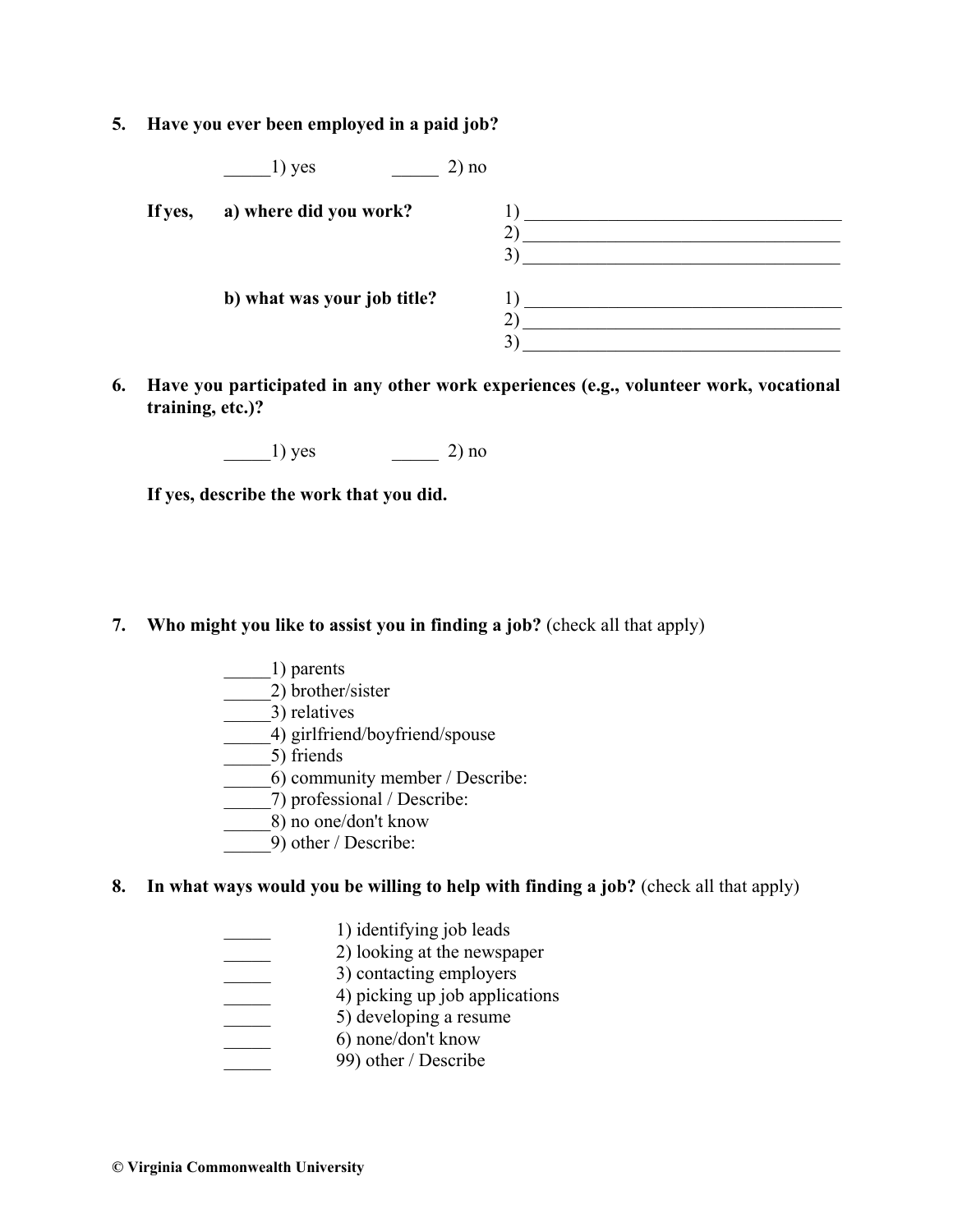**5. Have you ever been employed in a paid job?**

_____1) yes _____ 2) no

**If yes, a) where did you work?**

1) ___________________________________
2) ___________________________________
3) ___________________________________

**b) what was your job title?**

1) ___________________________________
2) ___________________________________
3) ___________________________________

**6. Have you participated in any other work experiences (e.g., volunteer work, vocational training, etc.)?**

_____1) yes _____ 2) no

**If yes, describe the work that you did.**

**7. Who might you like to assist you in finding a job?** (check all that apply)

_____1) parents
_____2) brother/sister
_____3) relatives
_____4) girlfriend/boyfriend/spouse
_____5) friends
_____6) community member / Describe:
_____7) professional / Describe:
_____8) no one/don't know
_____9) other / Describe:

**8. In what ways would you be willing to help with finding a job?** (check all that apply)

_____ 1) identifying job leads
_____ 2) looking at the newspaper
_____ 3) contacting employers
_____ 4) picking up job applications
_____ 5) developing a resume
_____ 6) none/don't know
_____ 99) other / Describe

**© Virginia Commonwealth University**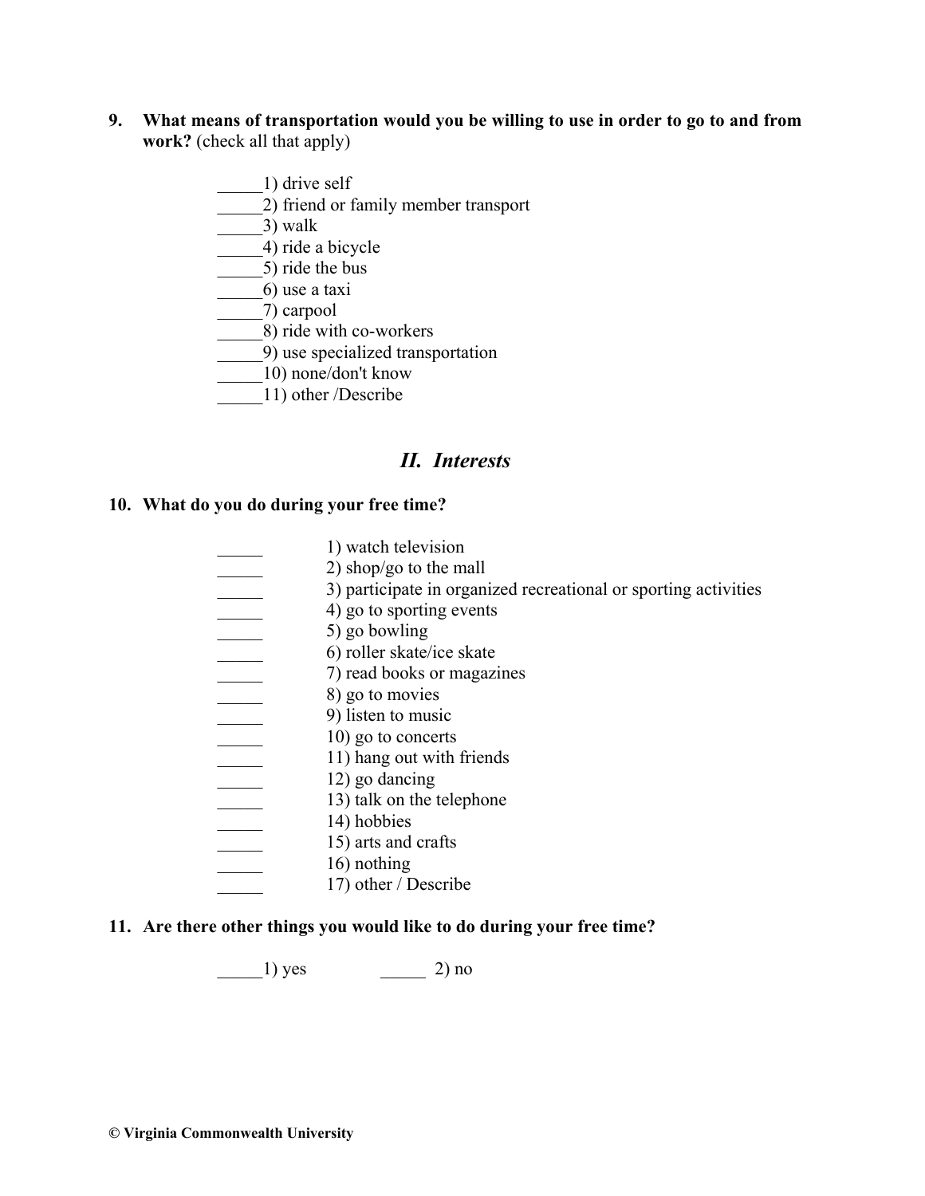**9. What means of transportation would you be willing to use in order to go to and from work?** (check all that apply)

_____1) drive self
_____2) friend or family member transport
_____3) walk
_____4) ride a bicycle
_____5) ride the bus
_____6) use a taxi
_____7) carpool
_____8) ride with co-workers
_____9) use specialized transportation
_____10) none/don't know
_____11) other /Describe

## *II. Interests*

**10. What do you do during your free time?**

_____ 1) watch television
_____ 2) shop/go to the mall
_____ 3) participate in organized recreational or sporting activities
_____ 4) go to sporting events
_____ 5) go bowling
_____ 6) roller skate/ice skate
_____ 7) read books or magazines
_____ 8) go to movies
_____ 9) listen to music
_____ 10) go to concerts
_____ 11) hang out with friends
_____ 12) go dancing
_____ 13) talk on the telephone
_____ 14) hobbies
_____ 15) arts and crafts
_____ 16) nothing
_____ 17) other / Describe

**11. Are there other things you would like to do during your free time?**

_____1) yes _____ 2) no

**© Virginia Commonwealth University**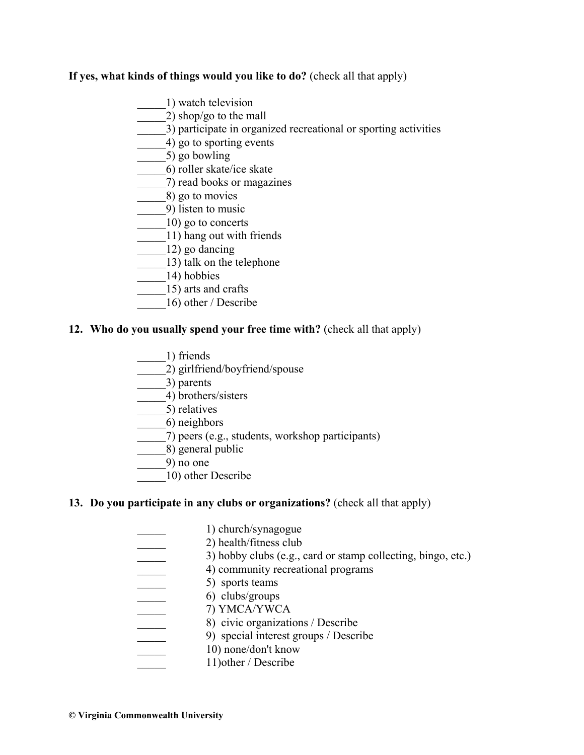**If yes, what kinds of things would you like to do?** (check all that apply)

_____1) watch television
_____2) shop/go to the mall
_____3) participate in organized recreational or sporting activities
_____4) go to sporting events
_____5) go bowling
_____6) roller skate/ice skate
_____7) read books or magazines
_____8) go to movies
_____9) listen to music
_____10) go to concerts
_____11) hang out with friends
_____12) go dancing
_____13) talk on the telephone
_____14) hobbies
_____15) arts and crafts
_____16) other / Describe

**12. Who do you usually spend your free time with?** (check all that apply)

_____1) friends
_____2) girlfriend/boyfriend/spouse
_____3) parents
_____4) brothers/sisters
_____5) relatives
_____6) neighbors
_____7) peers (e.g., students, workshop participants)
_____8) general public
_____9) no one
_____10) other Describe

**13. Do you participate in any clubs or organizations?** (check all that apply)

_____ 1) church/synagogue
_____ 2) health/fitness club
_____ 3) hobby clubs (e.g., card or stamp collecting, bingo, etc.)
_____ 4) community recreational programs
_____ 5) sports teams
_____ 6) clubs/groups
_____ 7) YMCA/YWCA
_____ 8) civic organizations / Describe
_____ 9) special interest groups / Describe
_____ 10) none/don't know
_____ 11)other / Describe

**© Virginia Commonwealth University**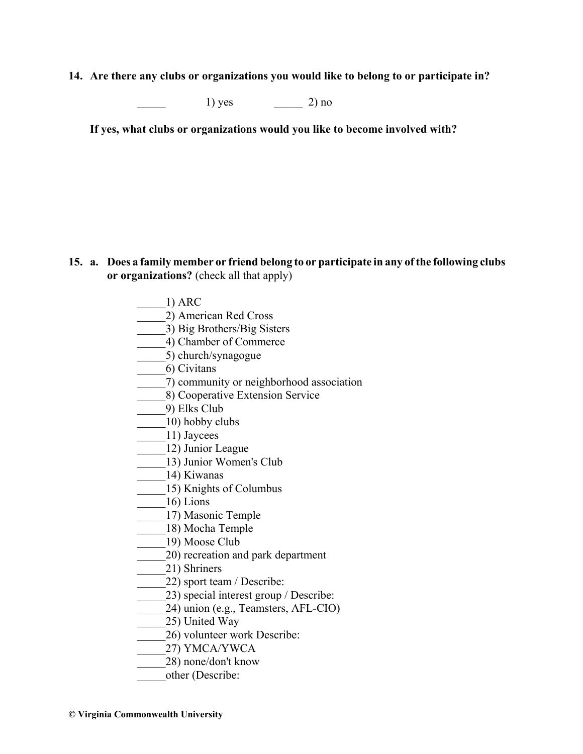**14. Are there any clubs or organizations you would like to belong to or participate in?**

_____ 1) yes _____ 2) no

**If yes, what clubs or organizations would you like to become involved with?**

**15. a. Does a family member or friend belong to or participate in any of the following clubs or organizations?** (check all that apply)

_____1) ARC
_____2) American Red Cross
_____3) Big Brothers/Big Sisters
_____4) Chamber of Commerce
_____5) church/synagogue
_____6) Civitans
_____7) community or neighborhood association
_____8) Cooperative Extension Service
_____9) Elks Club
_____10) hobby clubs
_____11) Jaycees
_____12) Junior League
_____13) Junior Women's Club
_____14) Kiwanas
_____15) Knights of Columbus
_____16) Lions
_____17) Masonic Temple
_____18) Mocha Temple
_____19) Moose Club
_____20) recreation and park department
_____21) Shriners
_____22) sport team / Describe:
_____23) special interest group / Describe:
_____24) union (e.g., Teamsters, AFL-CIO)
_____25) United Way
_____26) volunteer work Describe:
_____27) YMCA/YWCA
_____28) none/don't know
_____other (Describe:

**© Virginia Commonwealth University**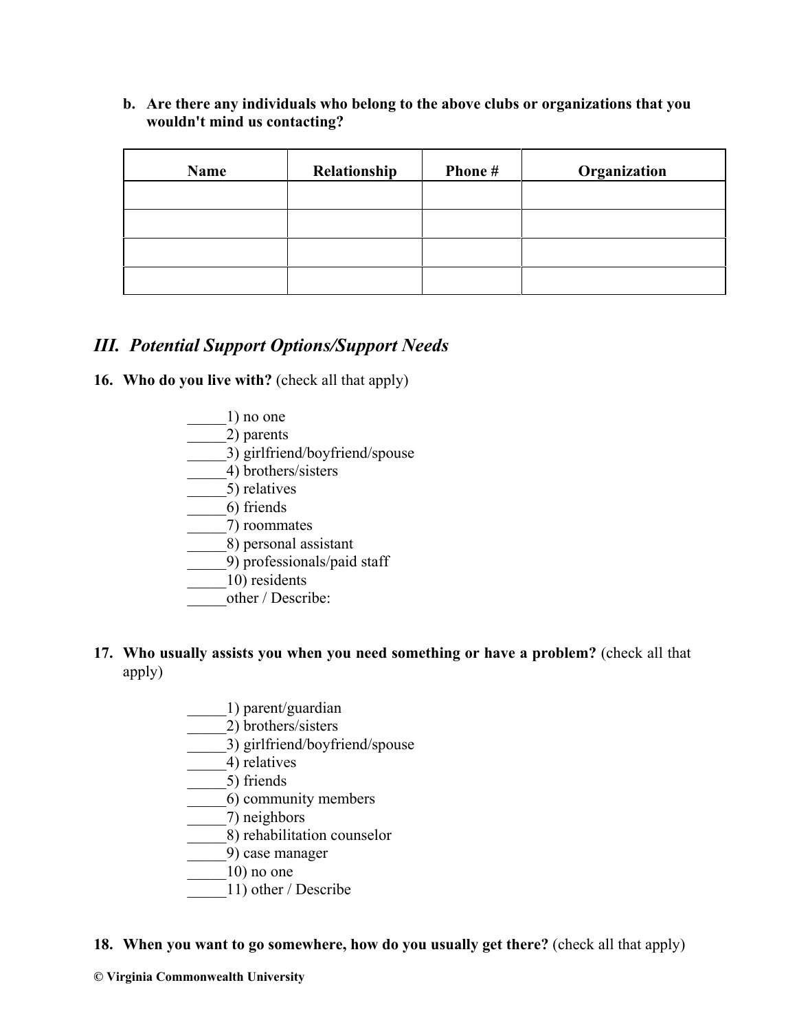**b. Are there any individuals who belong to the above clubs or organizations that you wouldn't mind us contacting?**

| Name | Relationship | Phone # | Organization |
|---|---|---|---|
| | | | |
| | | | |
| | | | |
| | | | |

## *III. Potential Support Options/Support Needs*

**16. Who do you live with?** (check all that apply)

_____1) no one
_____2) parents
_____3) girlfriend/boyfriend/spouse
_____4) brothers/sisters
_____5) relatives
_____6) friends
_____7) roommates
_____8) personal assistant
_____9) professionals/paid staff
_____10) residents
_____other / Describe:

**17. Who usually assists you when you need something or have a problem?** (check all that apply)

_____1) parent/guardian
_____2) brothers/sisters
_____3) girlfriend/boyfriend/spouse
_____4) relatives
_____5) friends
_____6) community members
_____7) neighbors
_____8) rehabilitation counselor
_____9) case manager
_____10) no one
_____11) other / Describe

**18. When you want to go somewhere, how do you usually get there?** (check all that apply)

**© Virginia Commonwealth University**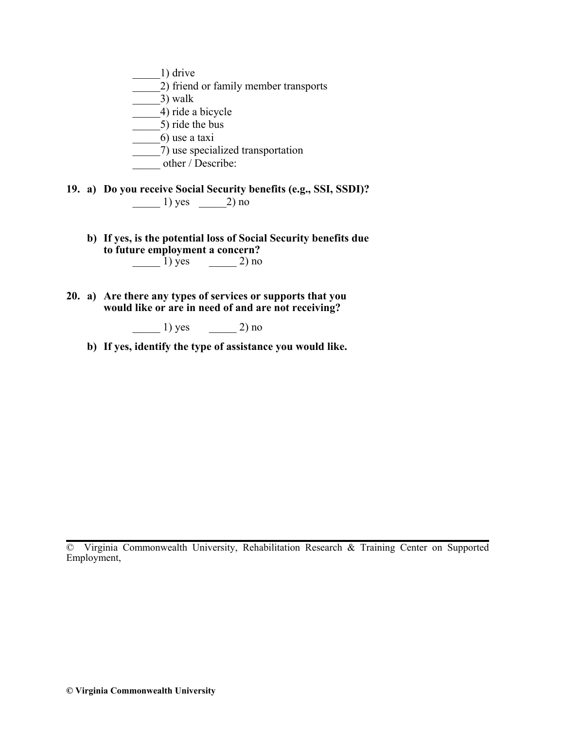_____1) drive
_____2) friend or family member transports
_____3) walk
_____4) ride a bicycle
_____5) ride the bus
_____6) use a taxi
_____7) use specialized transportation
_____ other / Describe:

**19. a) Do you receive Social Security benefits (e.g., SSI, SSDI)?**

_____ 1) yes _____2) no

**b) If yes, is the potential loss of Social Security benefits due to future employment a concern?**

_____ 1) yes _____ 2) no

**20. a) Are there any types of services or supports that you would like or are in need of and are not receiving?**

_____ 1) yes _____ 2) no

**b) If yes, identify the type of assistance you would like.**

© Virginia Commonwealth University, Rehabilitation Research & Training Center on Supported Employment,